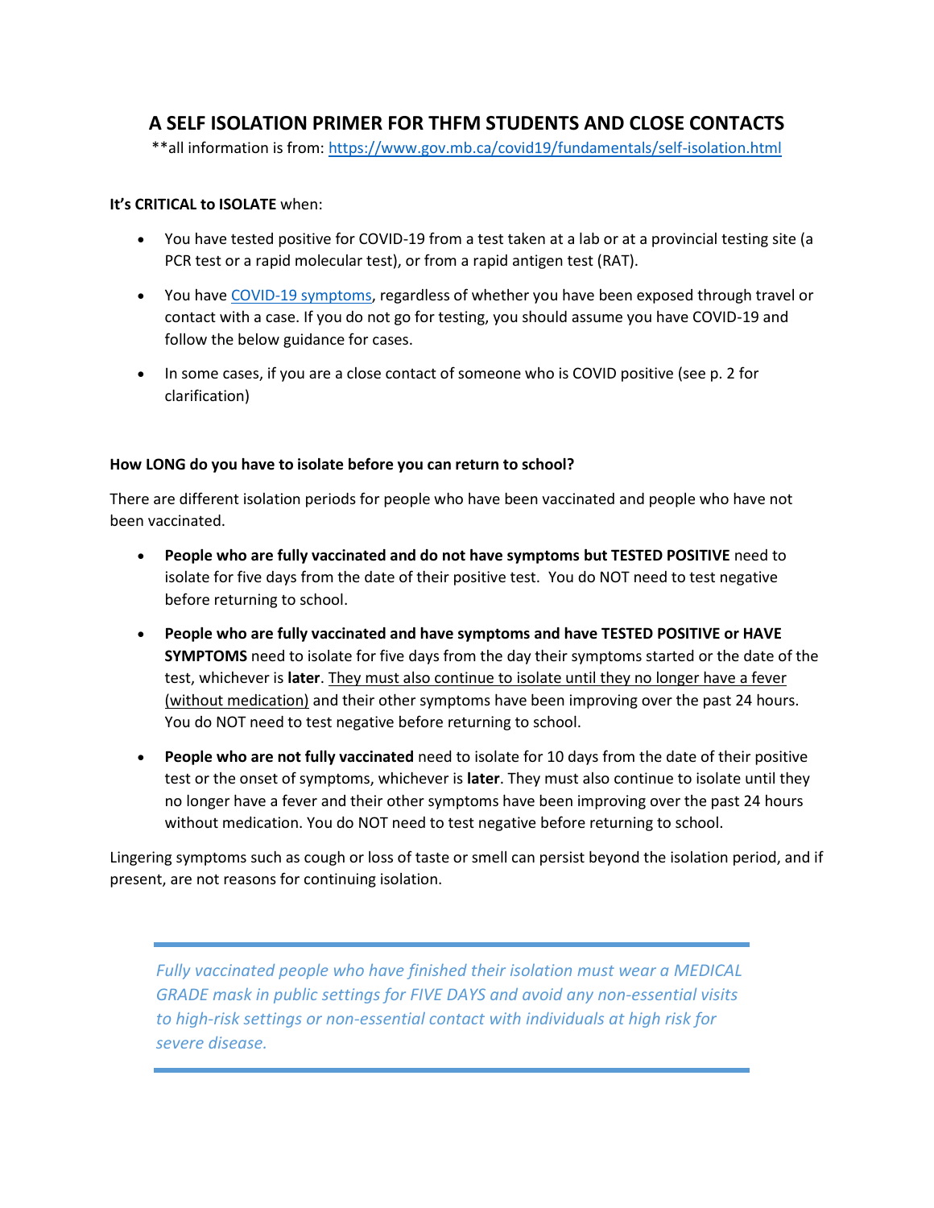# A SELF ISOLATION PRIMER FOR THFM STUDENTS AND CLOSE CONTACTS

**all information is from: [https://www.gov.mb.ca/covid19/fundamentals/self-isolation.html](https://www.gov.mb.ca/covid19/fundamentals/self-isolation.html)

**It's CRITICAL to ISOLATE** when:

- You have tested positive for COVID-19 from a test taken at a lab or at a provincial testing site (a PCR test or a rapid molecular test), or from a rapid antigen test (RAT).
- You have [COVID-19 symptoms](#), regardless of whether you have been exposed through travel or contact with a case. If you do not go for testing, you should assume you have COVID-19 and follow the below guidance for cases.
- In some cases, if you are a close contact of someone who is COVID positive (see p. 2 for clarification)

**How LONG do you have to isolate before you can return to school?**

There are different isolation periods for people who have been vaccinated and people who have not been vaccinated.

- **People who are fully vaccinated and do not have symptoms but TESTED POSITIVE** need to isolate for five days from the date of their positive test. You do NOT need to test negative before returning to school.
- **People who are fully vaccinated and have symptoms and have TESTED POSITIVE or HAVE SYMPTOMS** need to isolate for five days from the day their symptoms started or the date of the test, whichever is **later**. <u>They must also continue to isolate until they no longer have a fever (without medication)</u> and their other symptoms have been improving over the past 24 hours. You do NOT need to test negative before returning to school.
- **People who are not fully vaccinated** need to isolate for 10 days from the date of their positive test or the onset of symptoms, whichever is **later**. They must also continue to isolate until they no longer have a fever and their other symptoms have been improving over the past 24 hours without medication. You do NOT need to test negative before returning to school.

Lingering symptoms such as cough or loss of taste or smell can persist beyond the isolation period, and if present, are not reasons for continuing isolation.

> *Fully vaccinated people who have finished their isolation must wear a MEDICAL GRADE mask in public settings for FIVE DAYS and avoid any non-essential visits to high-risk settings or non-essential contact with individuals at high risk for severe disease.*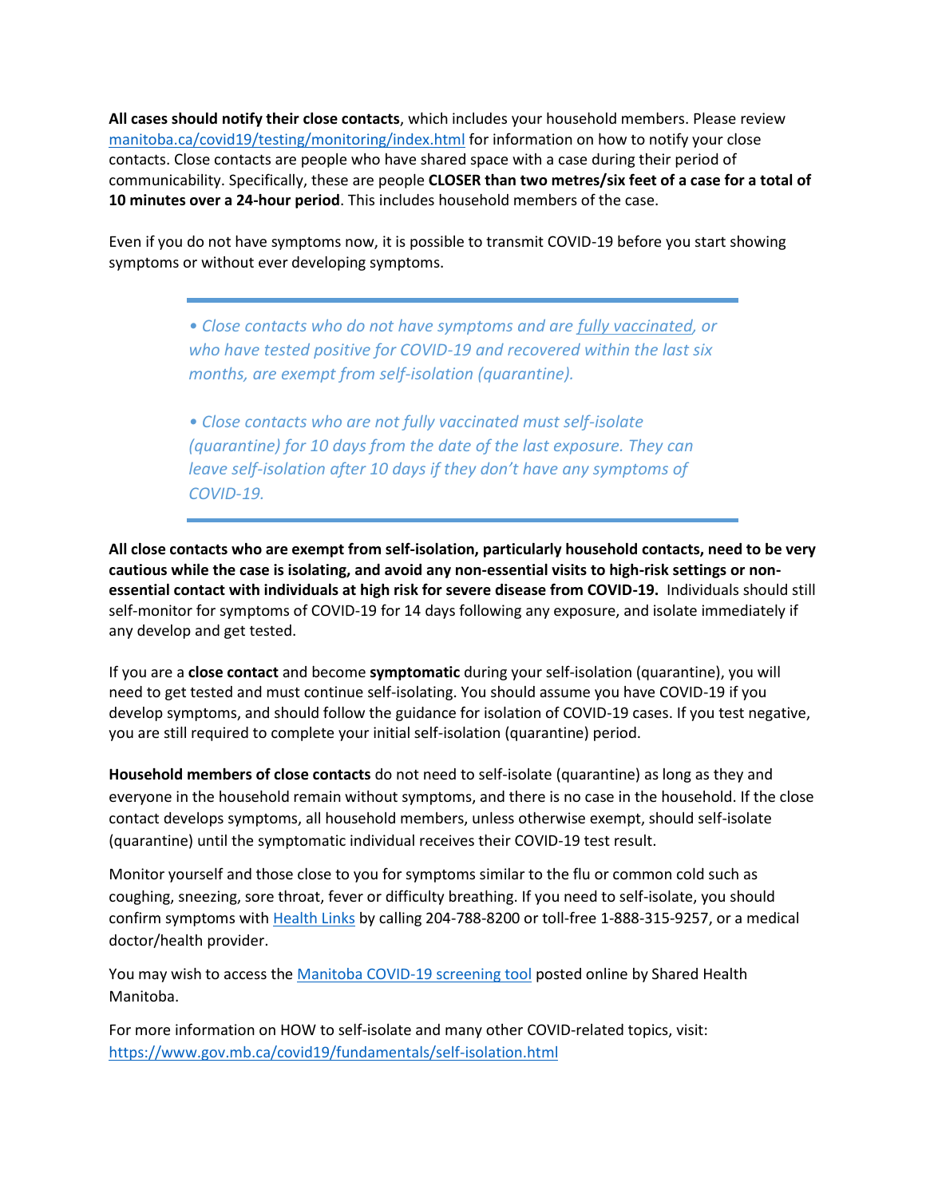**All cases should notify their close contacts**, which includes your household members. Please review [manitoba.ca/covid19/testing/monitoring/index.html](manitoba.ca/covid19/testing/monitoring/index.html) for information on how to notify your close contacts. Close contacts are people who have shared space with a case during their period of communicability. Specifically, these are people **CLOSER than two metres/six feet of a case for a total of 10 minutes over a 24-hour period**. This includes household members of the case.

Even if you do not have symptoms now, it is possible to transmit COVID-19 before you start showing symptoms or without ever developing symptoms.

---

*• Close contacts who do not have symptoms and are [fully vaccinated](fully vaccinated), or who have tested positive for COVID-19 and recovered within the last six months, are exempt from self-isolation (quarantine).*

*• Close contacts who are not fully vaccinated must self-isolate (quarantine) for 10 days from the date of the last exposure. They can leave self-isolation after 10 days if they don't have any symptoms of COVID-19.*

---

**All close contacts who are exempt from self-isolation, particularly household contacts, need to be very cautious while the case is isolating, and avoid any non-essential visits to high-risk settings or non-essential contact with individuals at high risk for severe disease from COVID-19.** Individuals should still self-monitor for symptoms of COVID-19 for 14 days following any exposure, and isolate immediately if any develop and get tested.

If you are a **close contact** and become **symptomatic** during your self-isolation (quarantine), you will need to get tested and must continue self-isolating. You should assume you have COVID-19 if you develop symptoms, and should follow the guidance for isolation of COVID-19 cases. If you test negative, you are still required to complete your initial self-isolation (quarantine) period.

**Household members of close contacts** do not need to self-isolate (quarantine) as long as they and everyone in the household remain without symptoms, and there is no case in the household. If the close contact develops symptoms, all household members, unless otherwise exempt, should self-isolate (quarantine) until the symptomatic individual receives their COVID-19 test result.

Monitor yourself and those close to you for symptoms similar to the flu or common cold such as coughing, sneezing, sore throat, fever or difficulty breathing. If you need to self-isolate, you should confirm symptoms with [Health Links](Health Links) by calling 204-788-8200 or toll-free 1-888-315-9257, or a medical doctor/health provider.

You may wish to access the [Manitoba COVID-19 screening tool](Manitoba COVID-19 screening tool) posted online by Shared Health Manitoba.

For more information on HOW to self-isolate and many other COVID-related topics, visit: [https://www.gov.mb.ca/covid19/fundamentals/self-isolation.html](https://www.gov.mb.ca/covid19/fundamentals/self-isolation.html)